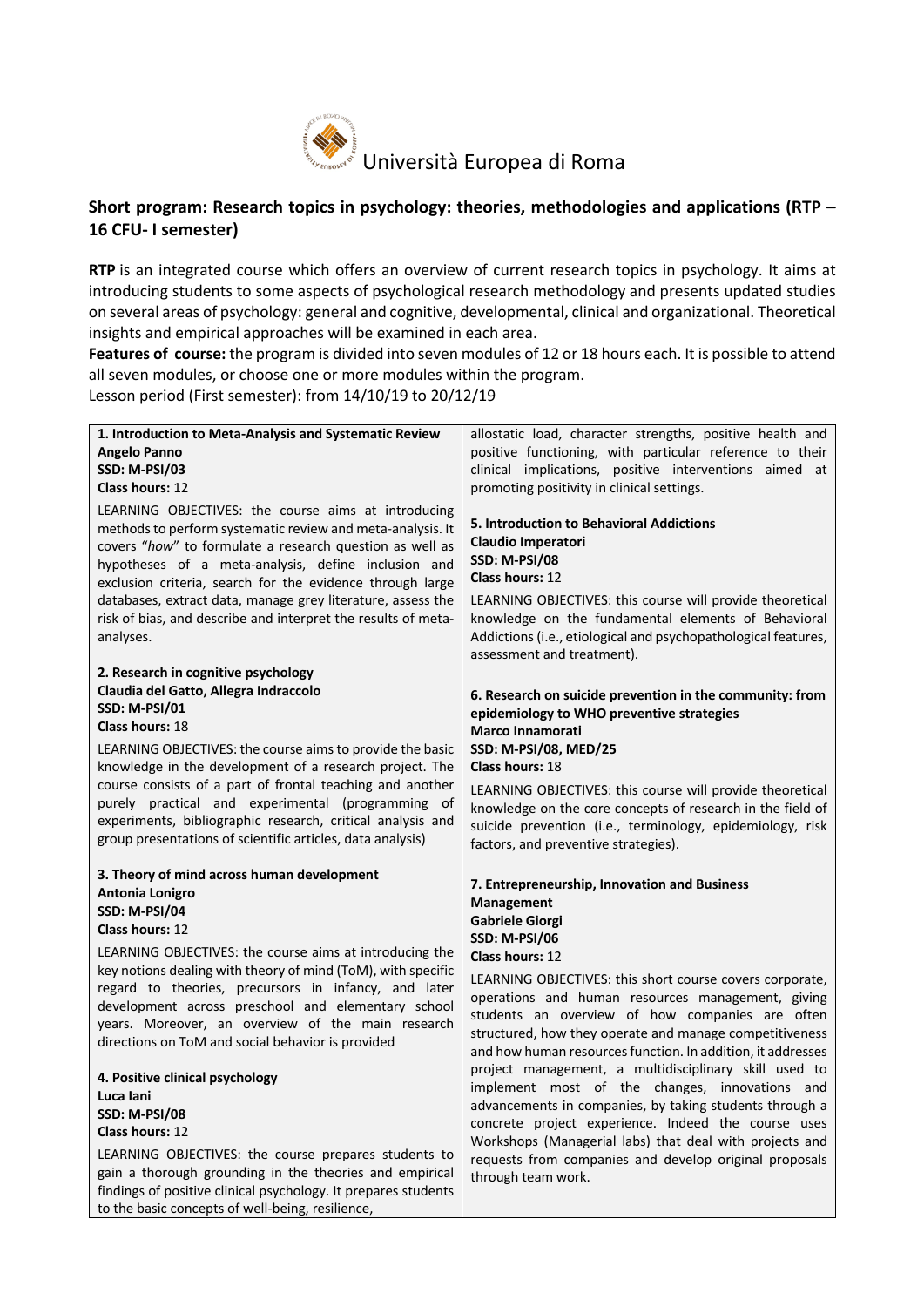Università Europea di Roma

## Short program: Research topics in psychology: theories, methodologies and applications (RTP – 16 CFU- I semester)

**RTP** is an integrated course which offers an overview of current research topics in psychology. It aims at introducing students to some aspects of psychological research methodology and presents updated studies on several areas of psychology: general and cognitive, developmental, clinical and organizational. Theoretical insights and empirical approaches will be examined in each area.

**Features of course:** the program is divided into seven modules of 12 or 18 hours each. It is possible to attend all seven modules, or choose one or more modules within the program.

Lesson period (First semester): from 14/10/19 to 20/12/19

**1. Introduction to Meta-Analysis and Systematic Review**
**Angelo Panno**
**SSD: M-PSI/03**
**Class hours:** 12

LEARNING OBJECTIVES: the course aims at introducing methods to perform systematic review and meta-analysis. It covers "*how*" to formulate a research question as well as hypotheses of a meta-analysis, define inclusion and exclusion criteria, search for the evidence through large databases, extract data, manage grey literature, assess the risk of bias, and describe and interpret the results of meta-analyses.

**2. Research in cognitive psychology**
**Claudia del Gatto, Allegra Indraccolo**
**SSD: M-PSI/01**
**Class hours:** 18

LEARNING OBJECTIVES: the course aims to provide the basic knowledge in the development of a research project. The course consists of a part of frontal teaching and another purely practical and experimental (programming of experiments, bibliographic research, critical analysis and group presentations of scientific articles, data analysis)

**3. Theory of mind across human development**
**Antonia Lonigro**
**SSD: M-PSI/04**
**Class hours:** 12

LEARNING OBJECTIVES: the course aims at introducing the key notions dealing with theory of mind (ToM), with specific regard to theories, precursors in infancy, and later development across preschool and elementary school years. Moreover, an overview of the main research directions on ToM and social behavior is provided

**4. Positive clinical psychology**
**Luca Iani**
**SSD: M-PSI/08**
**Class hours:** 12

LEARNING OBJECTIVES: the course prepares students to gain a thorough grounding in the theories and empirical findings of positive clinical psychology. It prepares students to the basic concepts of well-being, resilience, allostatic load, character strengths, positive health and positive functioning, with particular reference to their clinical implications, positive interventions aimed at promoting positivity in clinical settings.

**5. Introduction to Behavioral Addictions**
**Claudio Imperatori**
**SSD: M-PSI/08**
**Class hours:** 12

LEARNING OBJECTIVES: this course will provide theoretical knowledge on the fundamental elements of Behavioral Addictions (i.e., etiological and psychopathological features, assessment and treatment).

**6. Research on suicide prevention in the community: from epidemiology to WHO preventive strategies**
**Marco Innamorati**
**SSD: M-PSI/08, MED/25**
**Class hours:** 18

LEARNING OBJECTIVES: this course will provide theoretical knowledge on the core concepts of research in the field of suicide prevention (i.e., terminology, epidemiology, risk factors, and preventive strategies).

**7. Entrepreneurship, Innovation and Business Management**
**Gabriele Giorgi**
**SSD: M-PSI/06**
**Class hours:** 12

LEARNING OBJECTIVES: this short course covers corporate, operations and human resources management, giving students an overview of how companies are often structured, how they operate and manage competitiveness and how human resources function. In addition, it addresses project management, a multidisciplinary skill used to implement most of the changes, innovations and advancements in companies, by taking students through a concrete project experience. Indeed the course uses Workshops (Managerial labs) that deal with projects and requests from companies and develop original proposals through team work.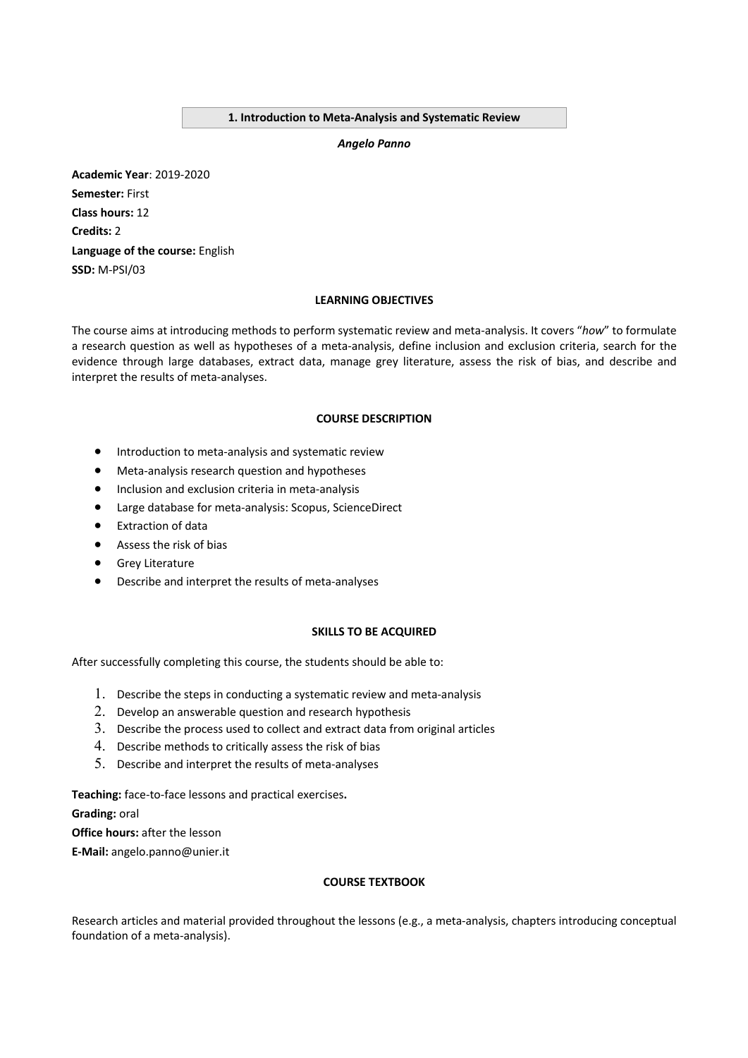## 1. Introduction to Meta-Analysis and Systematic Review

***Angelo Panno***

**Academic Year**: 2019-2020
**Semester:** First
**Class hours:** 12
**Credits:** 2
**Language of the course:** English
**SSD:** M-PSI/03

### LEARNING OBJECTIVES

The course aims at introducing methods to perform systematic review and meta-analysis. It covers "*how*" to formulate a research question as well as hypotheses of a meta-analysis, define inclusion and exclusion criteria, search for the evidence through large databases, extract data, manage grey literature, assess the risk of bias, and describe and interpret the results of meta-analyses.

### COURSE DESCRIPTION

- Introduction to meta-analysis and systematic review
- Meta-analysis research question and hypotheses
- Inclusion and exclusion criteria in meta-analysis
- Large database for meta-analysis: Scopus, ScienceDirect
- Extraction of data
- Assess the risk of bias
- Grey Literature
- Describe and interpret the results of meta-analyses

### SKILLS TO BE ACQUIRED

After successfully completing this course, the students should be able to:

1. Describe the steps in conducting a systematic review and meta-analysis
2. Develop an answerable question and research hypothesis
3. Describe the process used to collect and extract data from original articles
4. Describe methods to critically assess the risk of bias
5. Describe and interpret the results of meta-analyses

**Teaching:** face-to-face lessons and practical exercises**.**
**Grading:** oral
**Office hours:** after the lesson
**E-Mail:** angelo.panno@unier.it

### COURSE TEXTBOOK

Research articles and material provided throughout the lessons (e.g., a meta-analysis, chapters introducing conceptual foundation of a meta-analysis).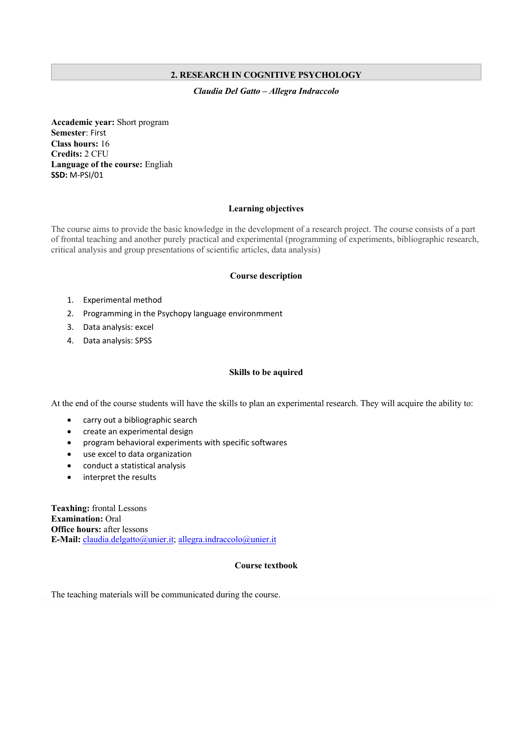## 2. RESEARCH IN COGNITIVE PSYCHOLOGY

*Claudia Del Gatto – Allegra Indraccolo*

**Accademic year:** Short program
**Semester**: First
**Class hours:** 16
**Credits:** 2 CFU
**Language of the course:** Engliah
**SSD:** M-PSI/01

### Learning objectives

The course aims to provide the basic knowledge in the development of a research project. The course consists of a part of frontal teaching and another purely practical and experimental (programming of experiments, bibliographic research, critical analysis and group presentations of scientific articles, data analysis)

### Course description

1. Experimental method
2. Programming in the Psychopy language environmment
3. Data analysis: excel
4. Data analysis: SPSS

### Skills to be aquired

At the end of the course students will have the skills to plan an experimental research. They will acquire the ability to:

- carry out a bibliographic search
- create an experimental design
- program behavioral experiments with specific softwares
- use excel to data organization
- conduct a statistical analysis
- interpret the results

**Teaxhing:** frontal Lessons
**Examination:** Oral
**Office hours:** after lessons
**E-Mail:** claudia.delgatto@unier.it; allegra.indraccolo@unier.it

### Course textbook

The teaching materials will be communicated during the course.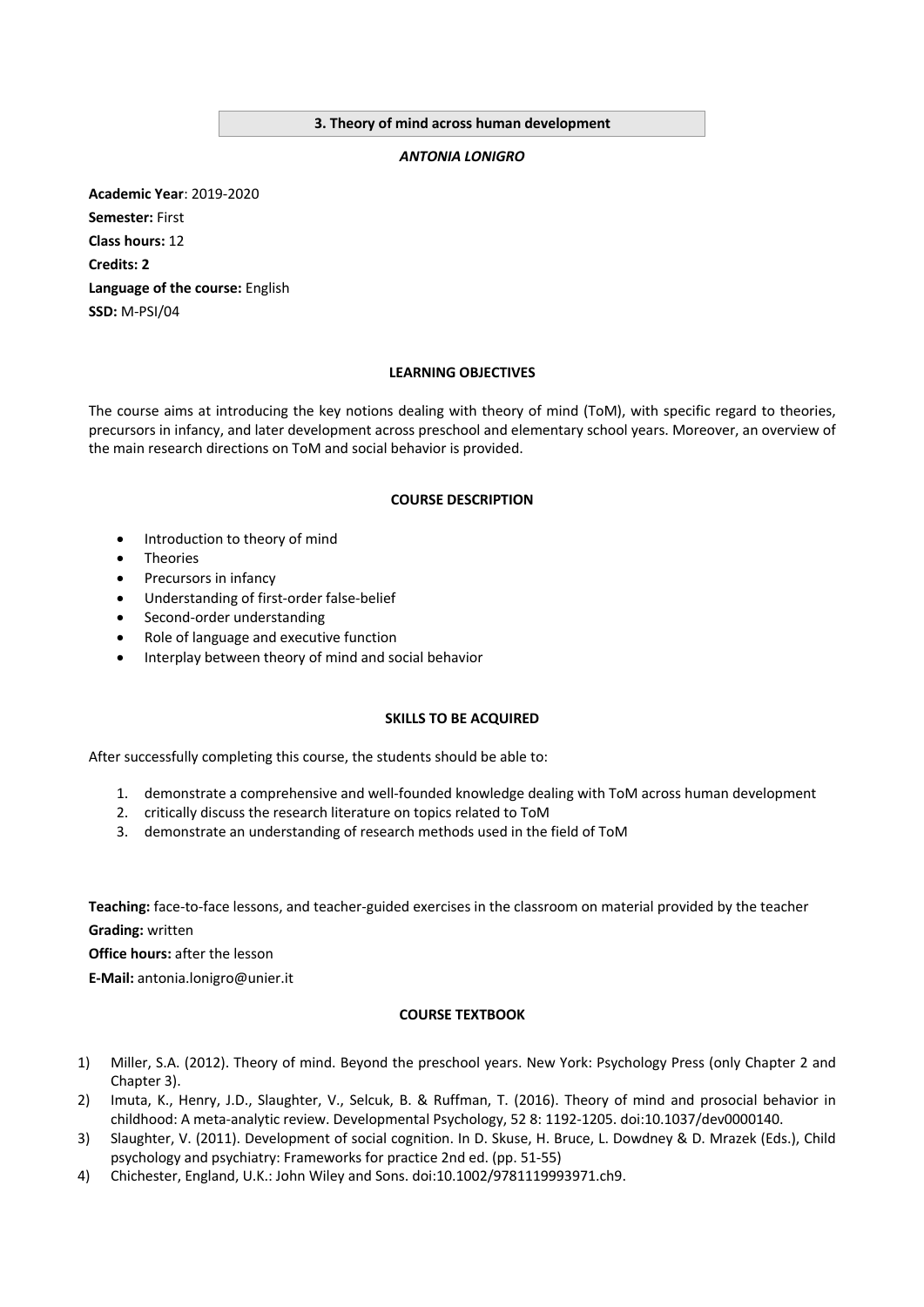## 3. Theory of mind across human development

***ANTONIA LONIGRO***

**Academic Year**: 2019-2020
**Semester:** First
**Class hours:** 12
**Credits: 2**
**Language of the course:** English
**SSD:** M-PSI/04

### LEARNING OBJECTIVES

The course aims at introducing the key notions dealing with theory of mind (ToM), with specific regard to theories, precursors in infancy, and later development across preschool and elementary school years. Moreover, an overview of the main research directions on ToM and social behavior is provided.

### COURSE DESCRIPTION

- Introduction to theory of mind
- Theories
- Precursors in infancy
- Understanding of first-order false-belief
- Second-order understanding
- Role of language and executive function
- Interplay between theory of mind and social behavior

### SKILLS TO BE ACQUIRED

After successfully completing this course, the students should be able to:

1. demonstrate a comprehensive and well-founded knowledge dealing with ToM across human development
2. critically discuss the research literature on topics related to ToM
3. demonstrate an understanding of research methods used in the field of ToM

**Teaching:** face-to-face lessons, and teacher-guided exercises in the classroom on material provided by the teacher
**Grading:** written
**Office hours:** after the lesson
**E-Mail:** antonia.lonigro@unier.it

### COURSE TEXTBOOK

1) Miller, S.A. (2012). Theory of mind. Beyond the preschool years. New York: Psychology Press (only Chapter 2 and Chapter 3).
2) Imuta, K., Henry, J.D., Slaughter, V., Selcuk, B. & Ruffman, T. (2016). Theory of mind and prosocial behavior in childhood: A meta-analytic review. Developmental Psychology, 52 8: 1192-1205. doi:10.1037/dev0000140.
3) Slaughter, V. (2011). Development of social cognition. In D. Skuse, H. Bruce, L. Dowdney & D. Mrazek (Eds.), Child psychology and psychiatry: Frameworks for practice 2nd ed. (pp. 51-55)
4) Chichester, England, U.K.: John Wiley and Sons. doi:10.1002/9781119993971.ch9.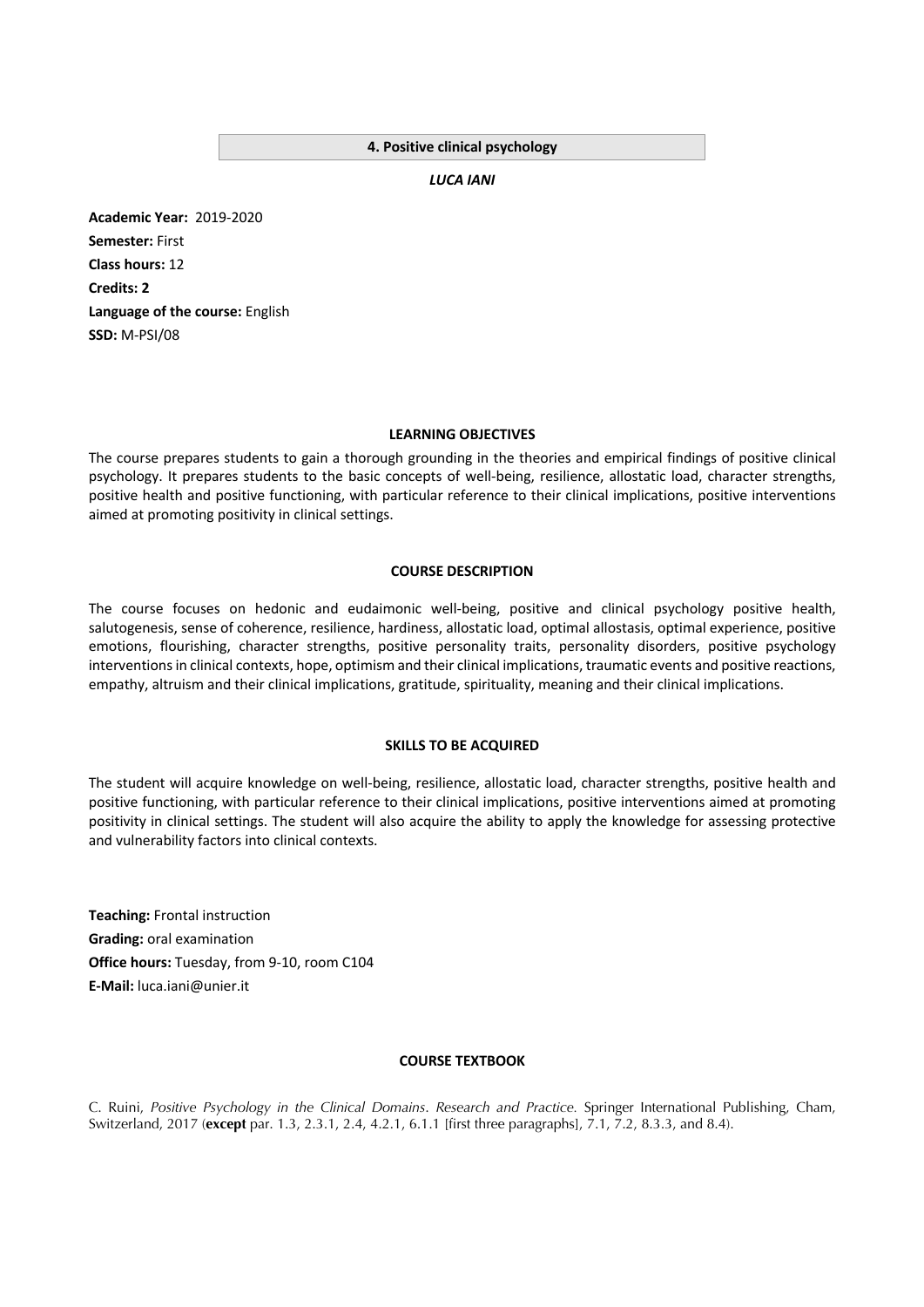## 4. Positive clinical psychology

***LUCA IANI***

**Academic Year:** 2019-2020
**Semester:** First
**Class hours:** 12
**Credits: 2**
**Language of the course:** English
**SSD:** M-PSI/08

### LEARNING OBJECTIVES

The course prepares students to gain a thorough grounding in the theories and empirical findings of positive clinical psychology. It prepares students to the basic concepts of well-being, resilience, allostatic load, character strengths, positive health and positive functioning, with particular reference to their clinical implications, positive interventions aimed at promoting positivity in clinical settings.

### COURSE DESCRIPTION

The course focuses on hedonic and eudaimonic well-being, positive and clinical psychology positive health, salutogenesis, sense of coherence, resilience, hardiness, allostatic load, optimal allostasis, optimal experience, positive emotions, flourishing, character strengths, positive personality traits, personality disorders, positive psychology interventions in clinical contexts, hope, optimism and their clinical implications, traumatic events and positive reactions, empathy, altruism and their clinical implications, gratitude, spirituality, meaning and their clinical implications.

### SKILLS TO BE ACQUIRED

The student will acquire knowledge on well-being, resilience, allostatic load, character strengths, positive health and positive functioning, with particular reference to their clinical implications, positive interventions aimed at promoting positivity in clinical settings. The student will also acquire the ability to apply the knowledge for assessing protective and vulnerability factors into clinical contexts.

**Teaching:** Frontal instruction
**Grading:** oral examination
**Office hours:** Tuesday, from 9-10, room C104
**E-Mail:** luca.iani@unier.it

### COURSE TEXTBOOK

C. Ruini, *Positive Psychology in the Clinical Domains. Research and Practice.* Springer International Publishing, Cham, Switzerland, 2017 (**except** par. 1.3, 2.3.1, 2.4, 4.2.1, 6.1.1 [first three paragraphs], 7.1, 7.2, 8.3.3, and 8.4).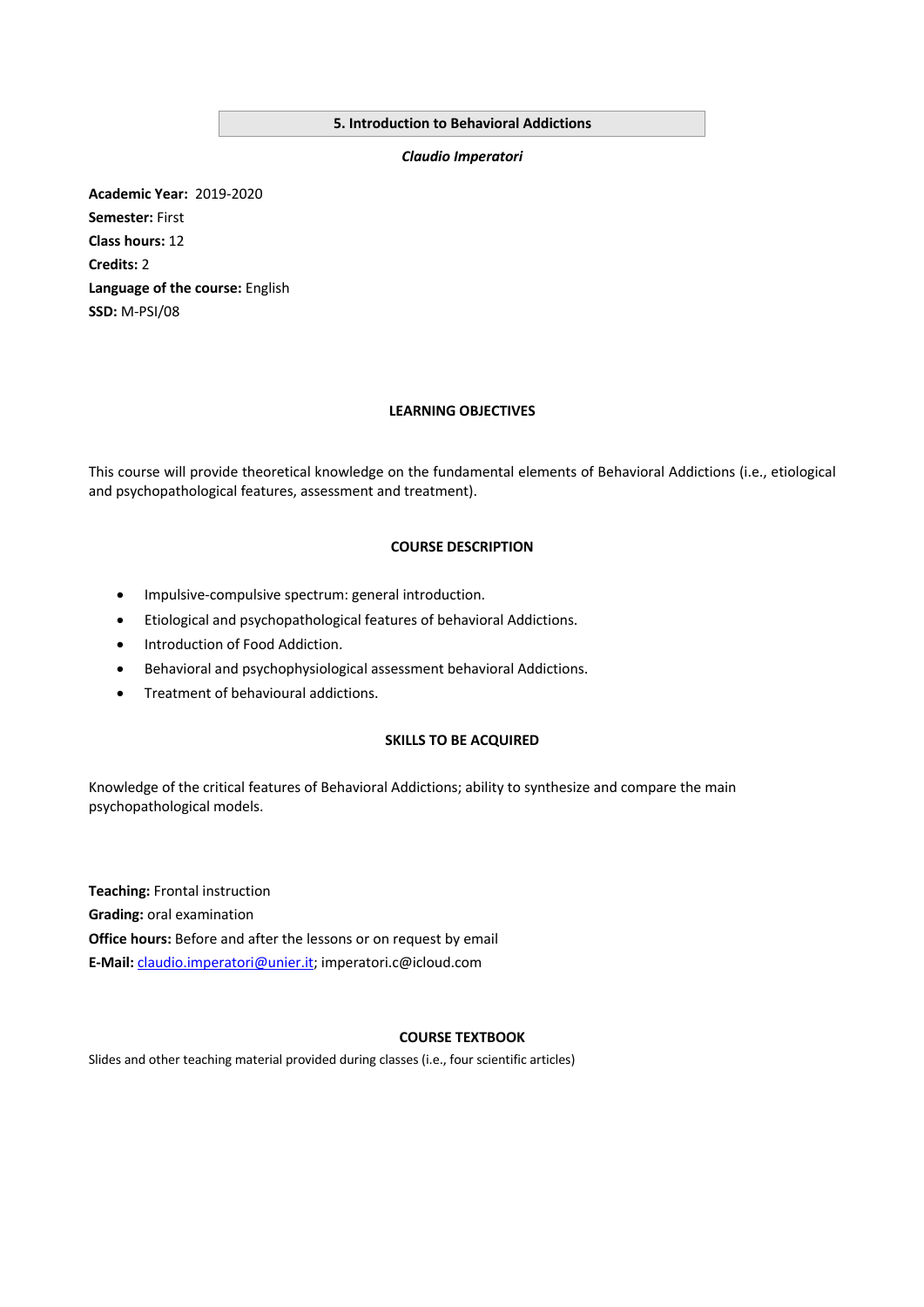## 5. Introduction to Behavioral Addictions

***Claudio Imperatori***

**Academic Year:** 2019-2020
**Semester:** First
**Class hours:** 12
**Credits:** 2
**Language of the course:** English
**SSD:** M-PSI/08

### LEARNING OBJECTIVES

This course will provide theoretical knowledge on the fundamental elements of Behavioral Addictions (i.e., etiological and psychopathological features, assessment and treatment).

### COURSE DESCRIPTION

- Impulsive-compulsive spectrum: general introduction.
- Etiological and psychopathological features of behavioral Addictions.
- Introduction of Food Addiction.
- Behavioral and psychophysiological assessment behavioral Addictions.
- Treatment of behavioural addictions.

### SKILLS TO BE ACQUIRED

Knowledge of the critical features of Behavioral Addictions; ability to synthesize and compare the main psychopathological models.

**Teaching:** Frontal instruction
**Grading:** oral examination
**Office hours:** Before and after the lessons or on request by email
**E-Mail:** claudio.imperatori@unier.it; imperatori.c@icloud.com

### COURSE TEXTBOOK

Slides and other teaching material provided during classes (i.e., four scientific articles)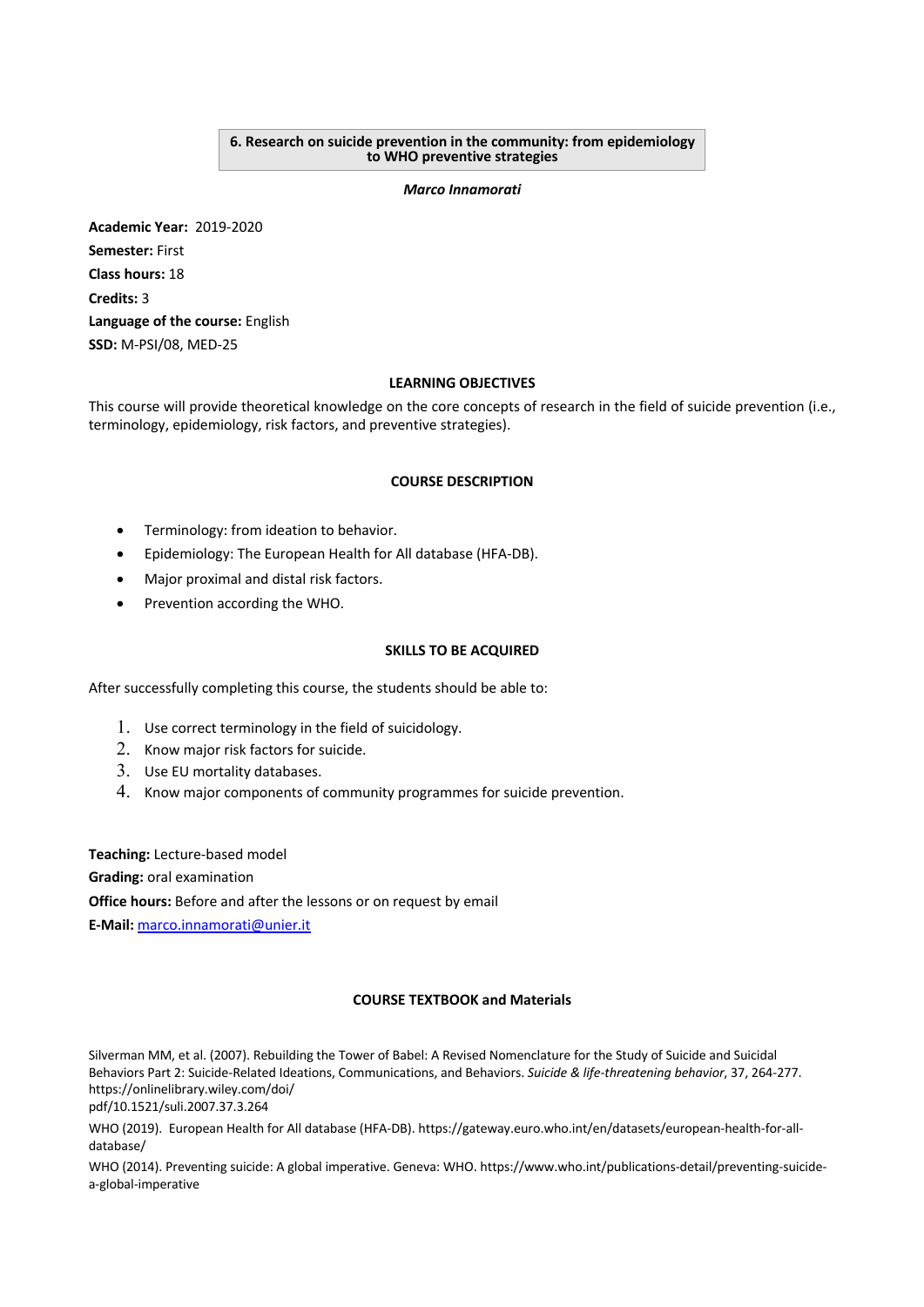## 6. Research on suicide prevention in the community: from epidemiology to WHO preventive strategies

***Marco Innamorati***

**Academic Year:** 2019-2020
**Semester:** First
**Class hours:** 18
**Credits:** 3
**Language of the course:** English
**SSD:** M-PSI/08, MED-25

### LEARNING OBJECTIVES

This course will provide theoretical knowledge on the core concepts of research in the field of suicide prevention (i.e., terminology, epidemiology, risk factors, and preventive strategies).

### COURSE DESCRIPTION

- Terminology: from ideation to behavior.
- Epidemiology: The European Health for All database (HFA-DB).
- Major proximal and distal risk factors.
- Prevention according the WHO.

### SKILLS TO BE ACQUIRED

After successfully completing this course, the students should be able to:

1. Use correct terminology in the field of suicidology.
2. Know major risk factors for suicide.
3. Use EU mortality databases.
4. Know major components of community programmes for suicide prevention.

**Teaching:** Lecture-based model
**Grading:** oral examination
**Office hours:** Before and after the lessons or on request by email
**E-Mail:** marco.innamorati@unier.it

### COURSE TEXTBOOK and Materials

Silverman MM, et al. (2007). Rebuilding the Tower of Babel: A Revised Nomenclature for the Study of Suicide and Suicidal Behaviors Part 2: Suicide-Related Ideations, Communications, and Behaviors. *Suicide & life-threatening behavior*, 37, 264-277. https://onlinelibrary.wiley.com/doi/pdf/10.1521/suli.2007.37.3.264

WHO (2019). European Health for All database (HFA-DB). https://gateway.euro.who.int/en/datasets/european-health-for-all-database/

WHO (2014). Preventing suicide: A global imperative. Geneva: WHO. https://www.who.int/publications-detail/preventing-suicide-a-global-imperative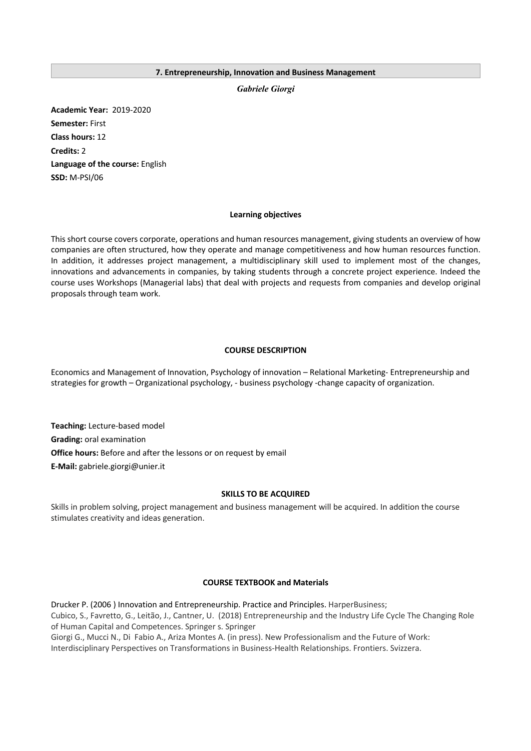## 7. Entrepreneurship, Innovation and Business Management

*Gabriele Giorgi*

**Academic Year:** 2019-2020
**Semester:** First
**Class hours:** 12
**Credits:** 2
**Language of the course:** English
**SSD:** M-PSI/06

### Learning objectives

This short course covers corporate, operations and human resources management, giving students an overview of how companies are often structured, how they operate and manage competitiveness and how human resources function. In addition, it addresses project management, a multidisciplinary skill used to implement most of the changes, innovations and advancements in companies, by taking students through a concrete project experience. Indeed the course uses Workshops (Managerial labs) that deal with projects and requests from companies and develop original proposals through team work.

### COURSE DESCRIPTION

Economics and Management of Innovation, Psychology of innovation – Relational Marketing- Entrepreneurship and strategies for growth – Organizational psychology, - business psychology -change capacity of organization.

**Teaching:** Lecture-based model
**Grading:** oral examination
**Office hours:** Before and after the lessons or on request by email
**E-Mail:** gabriele.giorgi@unier.it

### SKILLS TO BE ACQUIRED

Skills in problem solving, project management and business management will be acquired. In addition the course stimulates creativity and ideas generation.

### COURSE TEXTBOOK and Materials

Drucker P. (2006 ) Innovation and Entrepreneurship. Practice and Principles. HarperBusiness;
Cubico, S., Favretto, G., Leitão, J., Cantner, U. (2018) Entrepreneurship and the Industry Life Cycle The Changing Role of Human Capital and Competences. Springer s. Springer
Giorgi G., Mucci N., Di Fabio A., Ariza Montes A. (in press). New Professionalism and the Future of Work: Interdisciplinary Perspectives on Transformations in Business-Health Relationships. Frontiers. Svizzera.